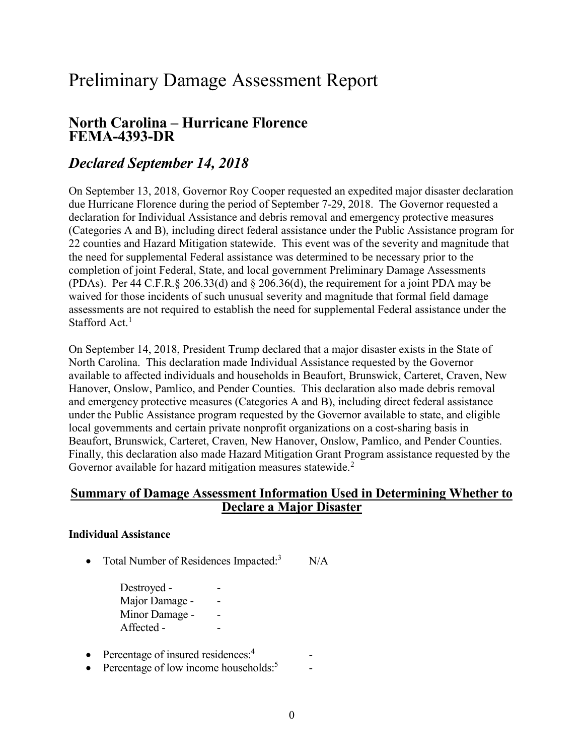# Preliminary Damage Assessment Report

## North Carolina – Hurricane Florence FEMA-4393-DR

## *Declared September 14, 2018*

On September 13, 2018, Governor Roy Cooper requested an expedited major disaster declaration due Hurricane Florence during the period of September 7-29, 2018. The Governor requested a declaration for Individual Assistance and debris removal and emergency protective measures (Categories A and B), including direct federal assistance under the Public Assistance program for 22 counties and Hazard Mitigation statewide. This event was of the severity and magnitude that the need for supplemental Federal assistance was determined to be necessary prior to the completion of joint Federal, State, and local government Preliminary Damage Assessments (PDAs). Per 44 C.F.R.§ 206.33(d) and § 206.36(d), the requirement for a joint PDA may be waived for those incidents of such unusual severity and magnitude that formal field damage assessments are not required to establish the need for supplemental Federal assistance under the Stafford Act.[1]

On September 14, 2018, President Trump declared that a major disaster exists in the State of North Carolina. This declaration made Individual Assistance requested by the Governor available to affected individuals and households in Beaufort, Brunswick, Carteret, Craven, New Hanover, Onslow, Pamlico, and Pender Counties. This declaration also made debris removal and emergency protective measures (Categories A and B), including direct federal assistance under the Public Assistance program requested by the Governor available to state, and eligible local governments and certain private nonprofit organizations on a cost-sharing basis in Beaufort, Brunswick, Carteret, Craven, New Hanover, Onslow, Pamlico, and Pender Counties. Finally, this declaration also made Hazard Mitigation Grant Program assistance requested by the Governor available for hazard mitigation measures statewide.[2]

## Summary of Damage Assessment Information Used in Determining Whether to Declare a Major Disaster

**Individual Assistance**

- Total Number of Residences Impacted:[3] N/A

  Destroyed - -
  Major Damage - -
  Minor Damage - -
  Affected - -

- Percentage of insured residences:[4] -
- Percentage of low income households:[5] -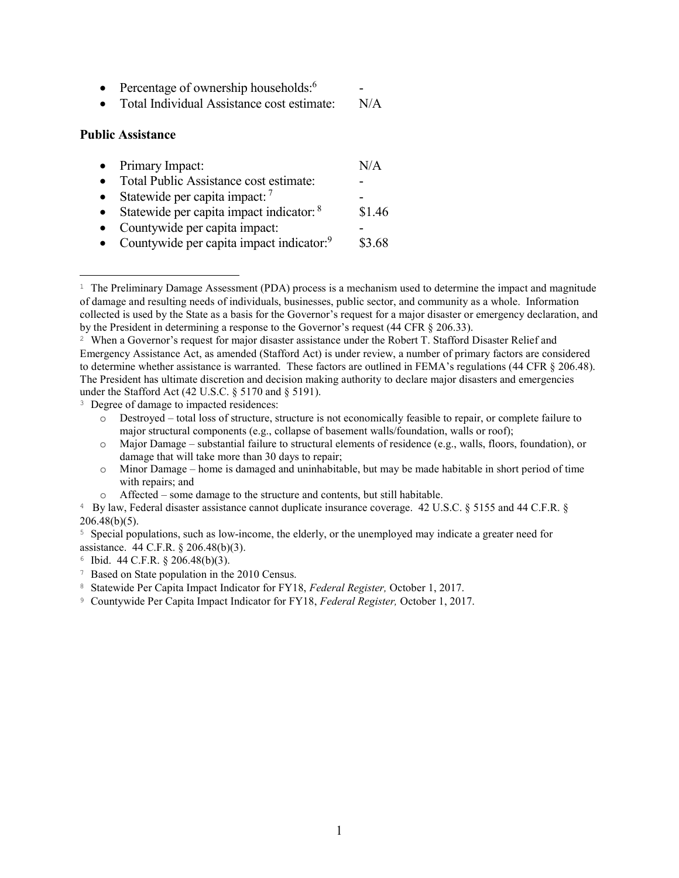- Percentage of ownership households:[6] -
- Total Individual Assistance cost estimate: N/A

### Public Assistance

- Primary Impact: N/A
- Total Public Assistance cost estimate: -
- Statewide per capita impact:[7] -
- Statewide per capita impact indicator:[8] $1.46
- Countywide per capita impact: -
- Countywide per capita impact indicator:[9] $3.68

---

[1] The Preliminary Damage Assessment (PDA) process is a mechanism used to determine the impact and magnitude of damage and resulting needs of individuals, businesses, public sector, and community as a whole. Information collected is used by the State as a basis for the Governor's request for a major disaster or emergency declaration, and by the President in determining a response to the Governor's request (44 CFR § 206.33).

[2] When a Governor's request for major disaster assistance under the Robert T. Stafford Disaster Relief and Emergency Assistance Act, as amended (Stafford Act) is under review, a number of primary factors are considered to determine whether assistance is warranted. These factors are outlined in FEMA's regulations (44 CFR § 206.48). The President has ultimate discretion and decision making authority to declare major disasters and emergencies under the Stafford Act (42 U.S.C. § 5170 and § 5191).

[3] Degree of damage to impacted residences:

- Destroyed – total loss of structure, structure is not economically feasible to repair, or complete failure to major structural components (e.g., collapse of basement walls/foundation, walls or roof);
- Major Damage – substantial failure to structural elements of residence (e.g., walls, floors, foundation), or damage that will take more than 30 days to repair;
- Minor Damage – home is damaged and uninhabitable, but may be made habitable in short period of time with repairs; and
- Affected – some damage to the structure and contents, but still habitable.

[4] By law, Federal disaster assistance cannot duplicate insurance coverage. 42 U.S.C. § 5155 and 44 C.F.R. § 206.48(b)(5).

[5] Special populations, such as low-income, the elderly, or the unemployed may indicate a greater need for assistance. 44 C.F.R. § 206.48(b)(3).

[6] Ibid. 44 C.F.R. § 206.48(b)(3).

[7] Based on State population in the 2010 Census.

[8] Statewide Per Capita Impact Indicator for FY18, *Federal Register,* October 1, 2017.

[9] Countywide Per Capita Impact Indicator for FY18, *Federal Register,* October 1, 2017.